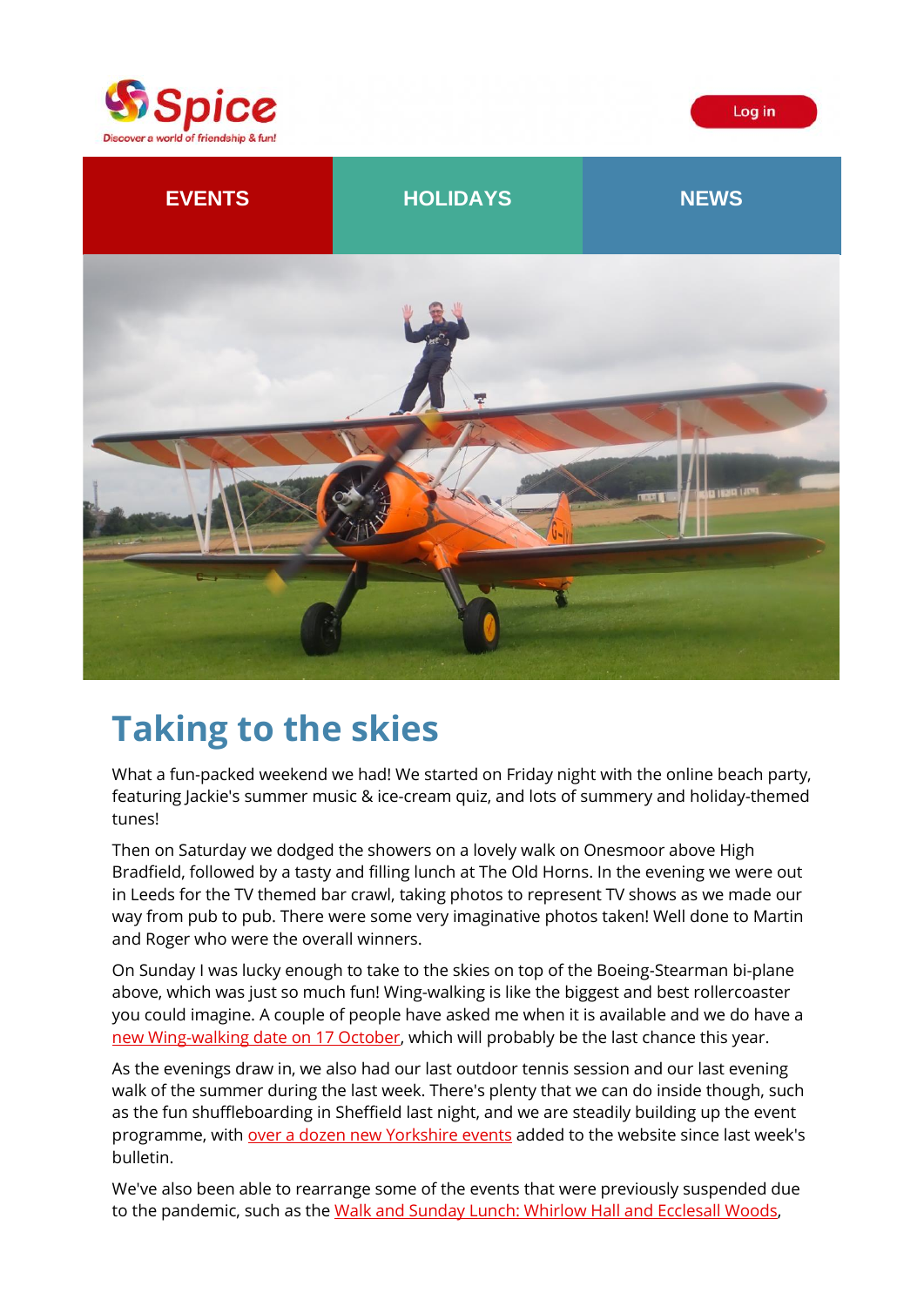Spice
Discover a world of friendship & fun!

Log in

EVENTS | HOLIDAYS | NEWS

# Taking to the skies

What a fun-packed weekend we had! We started on Friday night with the online beach party, featuring Jackie's summer music & ice-cream quiz, and lots of summery and holiday-themed tunes!

Then on Saturday we dodged the showers on a lovely walk on Onesmoor above High Bradfield, followed by a tasty and filling lunch at The Old Horns. In the evening we were out in Leeds for the TV themed bar crawl, taking photos to represent TV shows as we made our way from pub to pub. There were some very imaginative photos taken! Well done to Martin and Roger who were the overall winners.

On Sunday I was lucky enough to take to the skies on top of the Boeing-Stearman bi-plane above, which was just so much fun! Wing-walking is like the biggest and best rollercoaster you could imagine. A couple of people have asked me when it is available and we do have a new Wing-walking date on 17 October, which will probably be the last chance this year.

As the evenings draw in, we also had our last outdoor tennis session and our last evening walk of the summer during the last week. There's plenty that we can do inside though, such as the fun shuffleboarding in Sheffield last night, and we are steadily building up the event programme, with over a dozen new Yorkshire events added to the website since last week's bulletin.

We've also been able to rearrange some of the events that were previously suspended due to the pandemic, such as the Walk and Sunday Lunch: Whirlow Hall and Ecclesall Woods,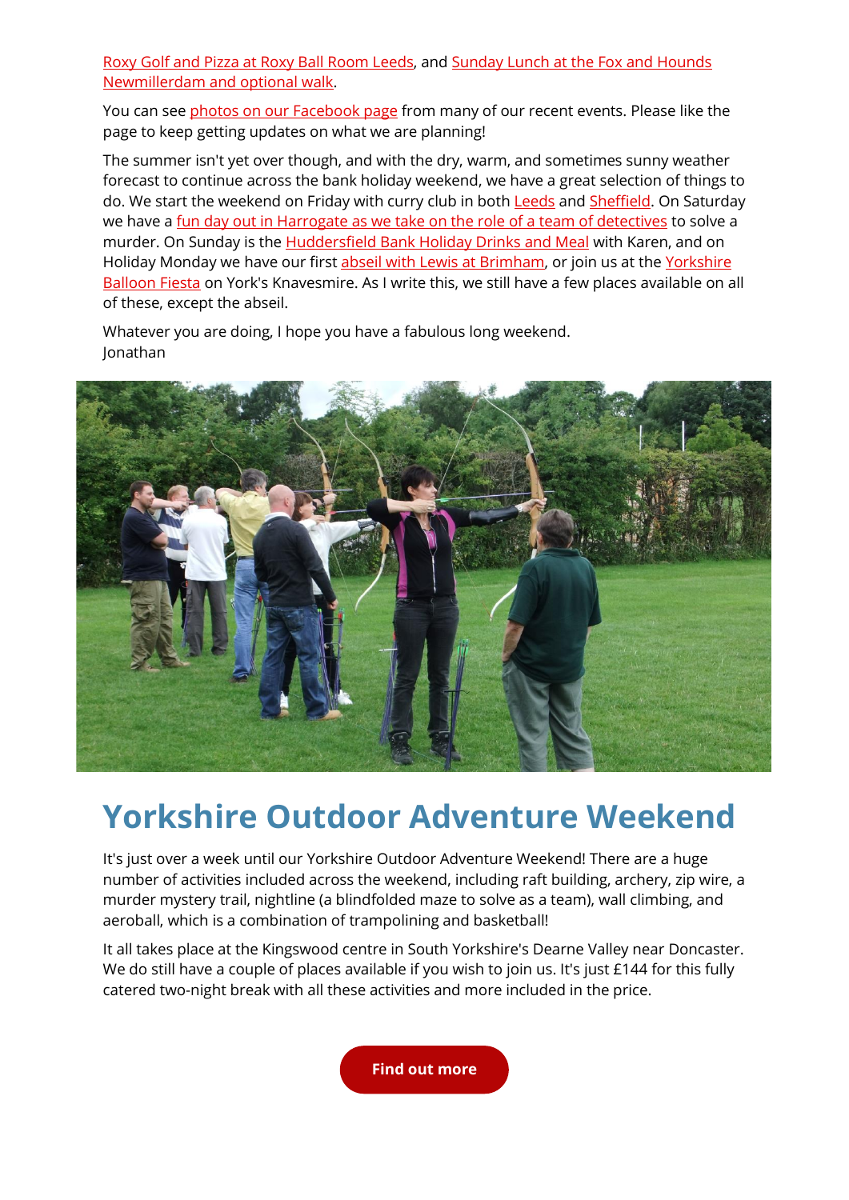Roxy Golf and Pizza at Roxy Ball Room Leeds, and Sunday Lunch at the Fox and Hounds Newmillerdam and optional walk.

You can see photos on our Facebook page from many of our recent events. Please like the page to keep getting updates on what we are planning!

The summer isn't yet over though, and with the dry, warm, and sometimes sunny weather forecast to continue across the bank holiday weekend, we have a great selection of things to do. We start the weekend on Friday with curry club in both Leeds and Sheffield. On Saturday we have a fun day out in Harrogate as we take on the role of a team of detectives to solve a murder. On Sunday is the Huddersfield Bank Holiday Drinks and Meal with Karen, and on Holiday Monday we have our first abseil with Lewis at Brimham, or join us at the Yorkshire Balloon Fiesta on York's Knavesmire. As I write this, we still have a few places available on all of these, except the abseil.

Whatever you are doing, I hope you have a fabulous long weekend.
Jonathan

# Yorkshire Outdoor Adventure Weekend

It's just over a week until our Yorkshire Outdoor Adventure Weekend! There are a huge number of activities included across the weekend, including raft building, archery, zip wire, a murder mystery trail, nightline (a blindfolded maze to solve as a team), wall climbing, and aeroball, which is a combination of trampolining and basketball!

It all takes place at the Kingswood centre in South Yorkshire's Dearne Valley near Doncaster. We do still have a couple of places available if you wish to join us. It's just £144 for this fully catered two-night break with all these activities and more included in the price.

**Find out more**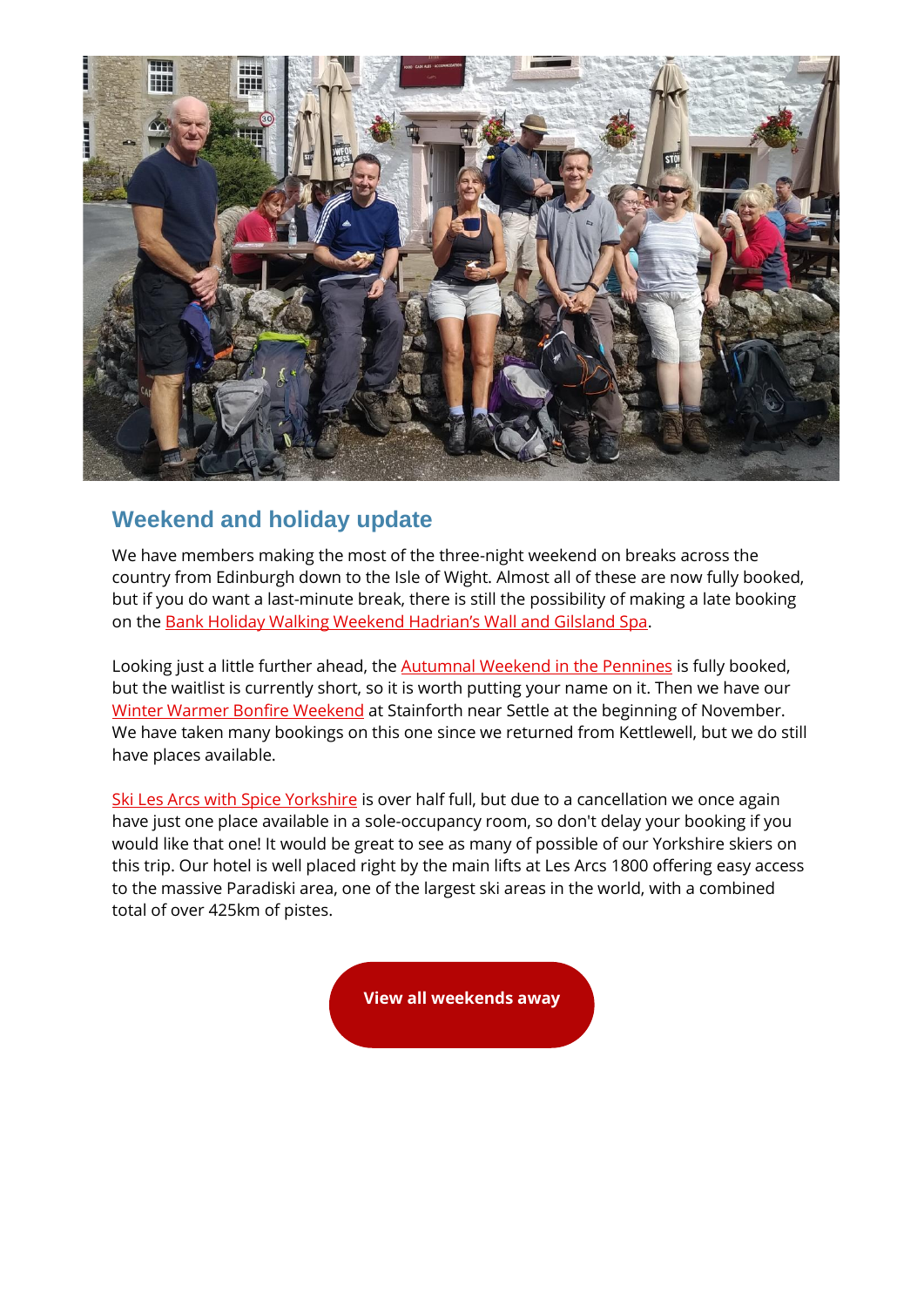## Weekend and holiday update

We have members making the most of the three-night weekend on breaks across the country from Edinburgh down to the Isle of Wight. Almost all of these are now fully booked, but if you do want a last-minute break, there is still the possibility of making a late booking on the Bank Holiday Walking Weekend Hadrian's Wall and Gilsland Spa.

Looking just a little further ahead, the Autumnal Weekend in the Pennines is fully booked, but the waitlist is currently short, so it is worth putting your name on it. Then we have our Winter Warmer Bonfire Weekend at Stainforth near Settle at the beginning of November. We have taken many bookings on this one since we returned from Kettlewell, but we do still have places available.

Ski Les Arcs with Spice Yorkshire is over half full, but due to a cancellation we once again have just one place available in a sole-occupancy room, so don't delay your booking if you would like that one! It would be great to see as many of possible of our Yorkshire skiers on this trip. Our hotel is well placed right by the main lifts at Les Arcs 1800 offering easy access to the massive Paradiski area, one of the largest ski areas in the world, with a combined total of over 425km of pistes.

**View all weekends away**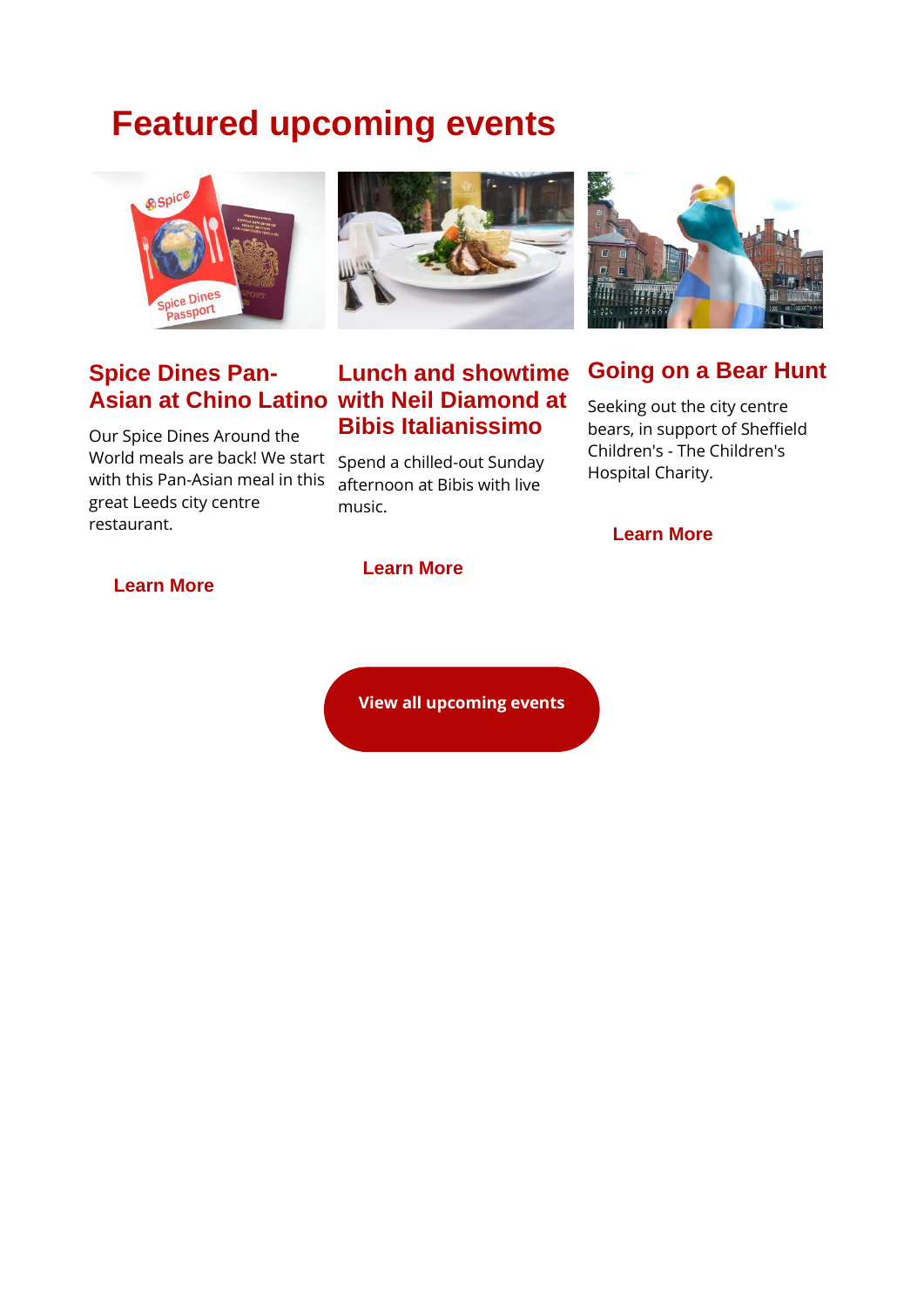# Featured upcoming events

## Spice Dines Pan-Asian at Chino Latino

Our Spice Dines Around the World meals are back! We start with this Pan-Asian meal in this great Leeds city centre restaurant.

**Learn More**

## Lunch and showtime with Neil Diamond at Bibis Italianissimo

Spend a chilled-out Sunday afternoon at Bibis with live music.

**Learn More**

## Going on a Bear Hunt

Seeking out the city centre bears, in support of Sheffield Children's - The Children's Hospital Charity.

**Learn More**

**View all upcoming events**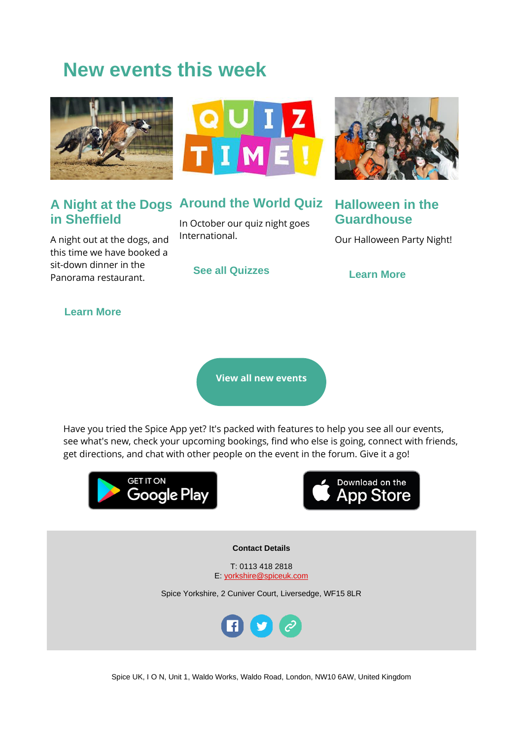## New events this week

### A Night at the Dogs in Sheffield

A night out at the dogs, and this time we have booked a sit-down dinner in the Panorama restaurant.

**Learn More**

### Around the World Quiz

In October our quiz night goes International.

**See all Quizzes**

### Halloween in the Guardhouse

Our Halloween Party Night!

**Learn More**

**View all new events**

Have you tried the Spice App yet? It's packed with features to help you see all our events, see what's new, check your upcoming bookings, find who else is going, connect with friends, get directions, and chat with other people on the event in the forum. Give it a go!

GET IT ON Google Play

Download on the App Store

**Contact Details**

T: 0113 418 2818
E: yorkshire@spiceuk.com

Spice Yorkshire, 2 Cuniver Court, Liversedge, WF15 8LR

Spice UK, I O N, Unit 1, Waldo Works, Waldo Road, London, NW10 6AW, United Kingdom